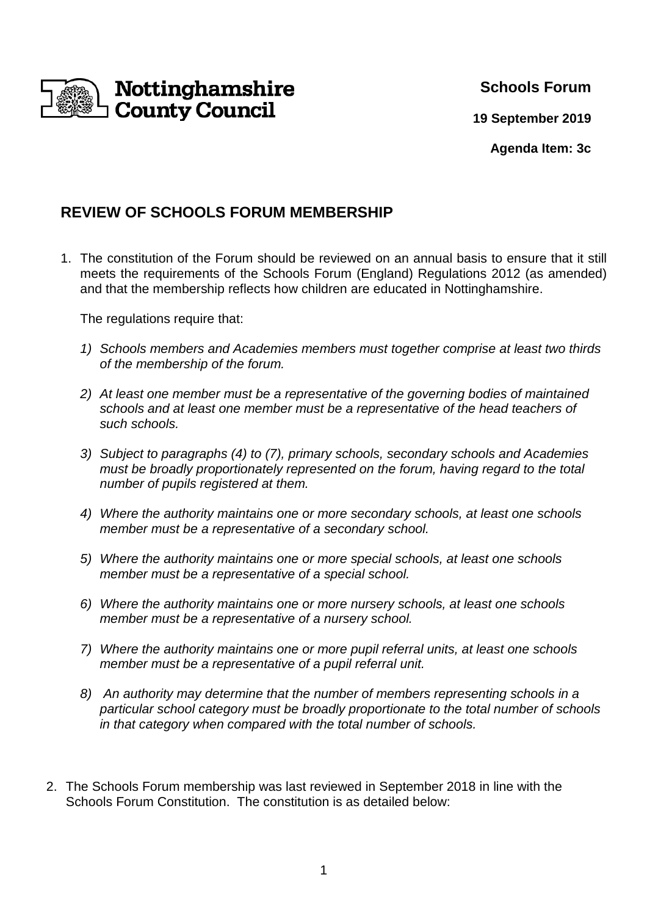Nottinghamshire County Council

**Schools Forum**

**19 September 2019**

**Agenda Item: 3c**

## REVIEW OF SCHOOLS FORUM MEMBERSHIP

1. The constitution of the Forum should be reviewed on an annual basis to ensure that it still meets the requirements of the Schools Forum (England) Regulations 2012 (as amended) and that the membership reflects how children are educated in Nottinghamshire.

   The regulations require that:

   1) *Schools members and Academies members must together comprise at least two thirds of the membership of the forum.*

   2) *At least one member must be a representative of the governing bodies of maintained schools and at least one member must be a representative of the head teachers of such schools.*

   3) *Subject to paragraphs (4) to (7), primary schools, secondary schools and Academies must be broadly proportionately represented on the forum, having regard to the total number of pupils registered at them.*

   4) *Where the authority maintains one or more secondary schools, at least one schools member must be a representative of a secondary school.*

   5) *Where the authority maintains one or more special schools, at least one schools member must be a representative of a special school.*

   6) *Where the authority maintains one or more nursery schools, at least one schools member must be a representative of a nursery school.*

   7) *Where the authority maintains one or more pupil referral units, at least one schools member must be a representative of a pupil referral unit.*

   8) *An authority may determine that the number of members representing schools in a particular school category must be broadly proportionate to the total number of schools in that category when compared with the total number of schools.*

2. The Schools Forum membership was last reviewed in September 2018 in line with the Schools Forum Constitution. The constitution is as detailed below: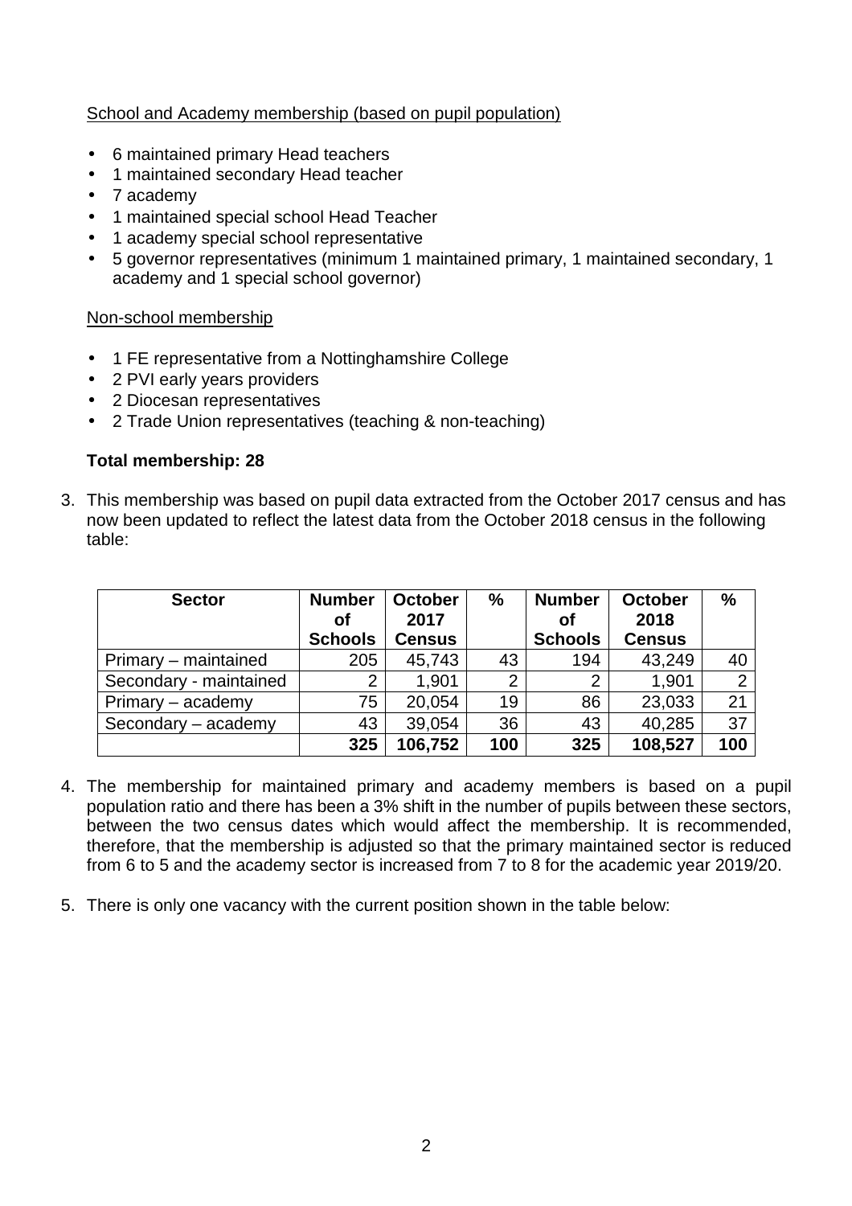<u>School and Academy membership (based on pupil population)</u>

- 6 maintained primary Head teachers
- 1 maintained secondary Head teacher
- 7 academy
- 1 maintained special school Head Teacher
- 1 academy special school representative
- 5 governor representatives (minimum 1 maintained primary, 1 maintained secondary, 1 academy and 1 special school governor)

<u>Non-school membership</u>

- 1 FE representative from a Nottinghamshire College
- 2 PVI early years providers
- 2 Diocesan representatives
- 2 Trade Union representatives (teaching & non-teaching)

**Total membership: 28**

3. This membership was based on pupil data extracted from the October 2017 census and has now been updated to reflect the latest data from the October 2018 census in the following table:

| Sector | Number of Schools | October 2017 Census | % | Number of Schools | October 2018 Census | % |
|---|---|---|---|---|---|---|
| Primary – maintained | 205 | 45,743 | 43 | 194 | 43,249 | 40 |
| Secondary - maintained | 2 | 1,901 | 2 | 2 | 1,901 | 2 |
| Primary – academy | 75 | 20,054 | 19 | 86 | 23,033 | 21 |
| Secondary – academy | 43 | 39,054 | 36 | 43 | 40,285 | 37 |
| | **325** | **106,752** | **100** | **325** | **108,527** | **100** |

4. The membership for maintained primary and academy members is based on a pupil population ratio and there has been a 3% shift in the number of pupils between these sectors, between the two census dates which would affect the membership. It is recommended, therefore, that the membership is adjusted so that the primary maintained sector is reduced from 6 to 5 and the academy sector is increased from 7 to 8 for the academic year 2019/20.

5. There is only one vacancy with the current position shown in the table below: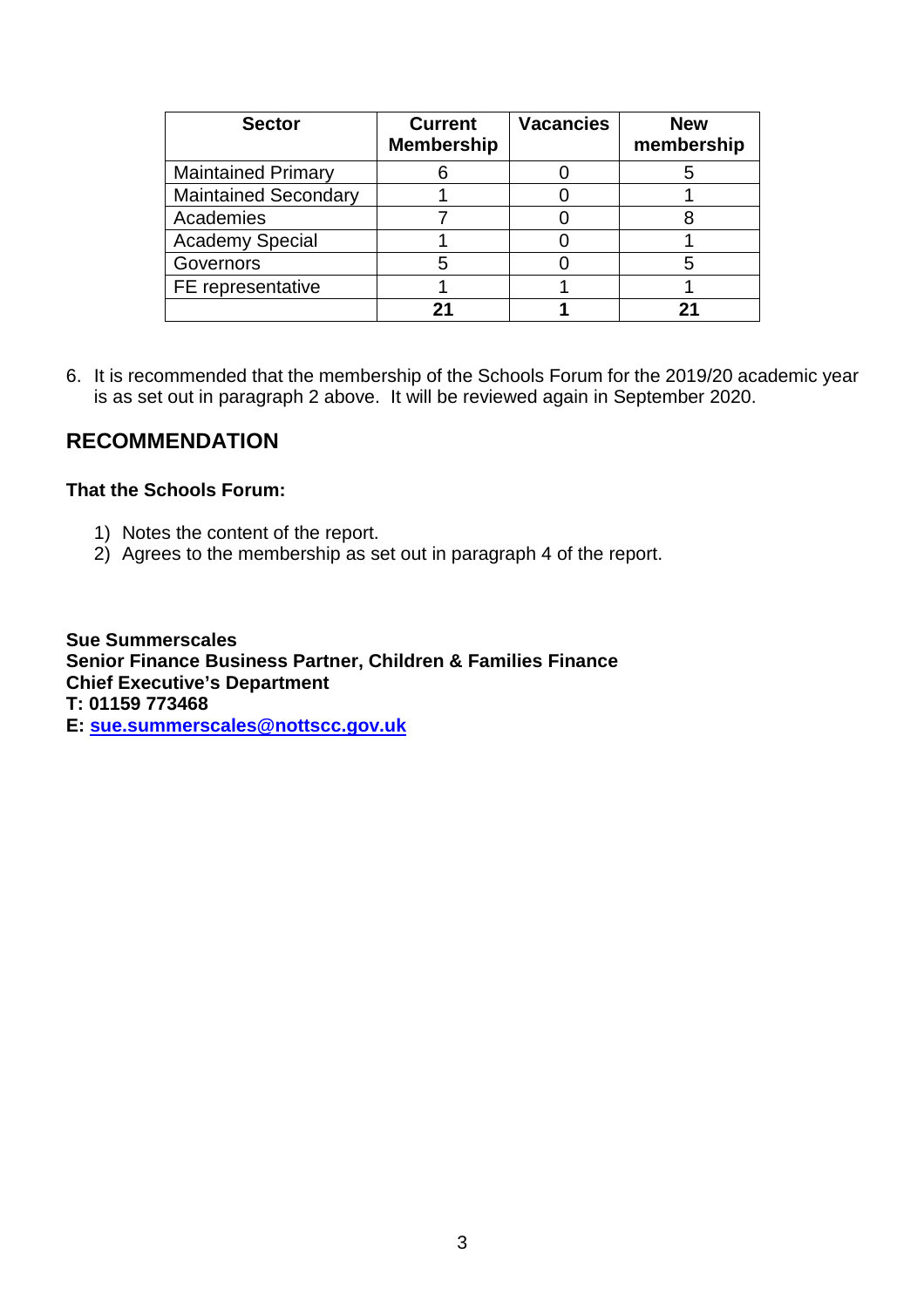| Sector | Current Membership | Vacancies | New membership |
|---|---|---|---|
| Maintained Primary | 6 | 0 | 5 |
| Maintained Secondary | 1 | 0 | 1 |
| Academies | 7 | 0 | 8 |
| Academy Special | 1 | 0 | 1 |
| Governors | 5 | 0 | 5 |
| FE representative | 1 | 1 | 1 |
| | **21** | **1** | **21** |

6. It is recommended that the membership of the Schools Forum for the 2019/20 academic year is as set out in paragraph 2 above. It will be reviewed again in September 2020.

## RECOMMENDATION

**That the Schools Forum:**

1) Notes the content of the report.
2) Agrees to the membership as set out in paragraph 4 of the report.

**Sue Summerscales**
**Senior Finance Business Partner, Children & Families Finance**
**Chief Executive's Department**
**T: 01159 773468**
**E: sue.summerscales@nottscc.gov.uk**